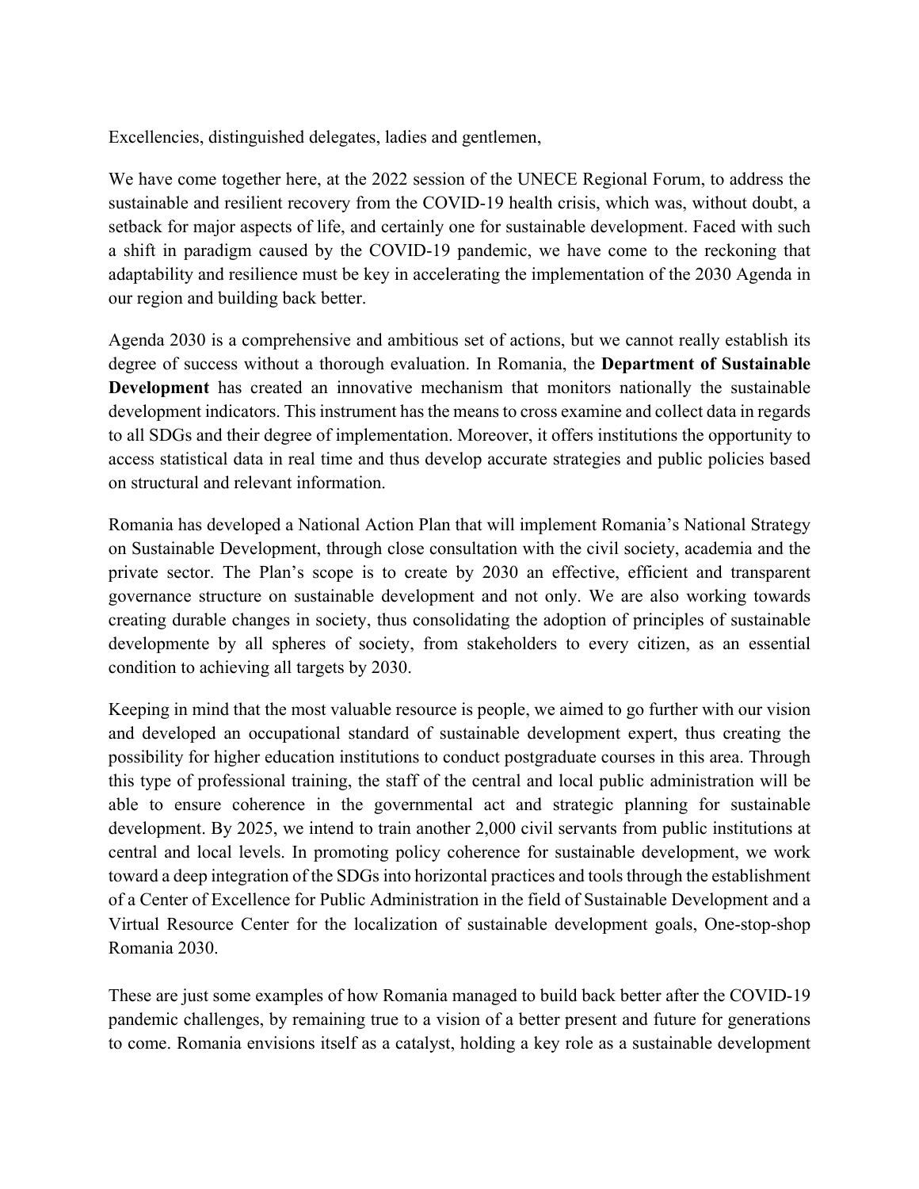Excellencies, distinguished delegates, ladies and gentlemen,

We have come together here, at the 2022 session of the UNECE Regional Forum, to address the sustainable and resilient recovery from the COVID-19 health crisis, which was, without doubt, a setback for major aspects of life, and certainly one for sustainable development. Faced with such a shift in paradigm caused by the COVID-19 pandemic, we have come to the reckoning that adaptability and resilience must be key in accelerating the implementation of the 2030 Agenda in our region and building back better.

Agenda 2030 is a comprehensive and ambitious set of actions, but we cannot really establish its degree of success without a thorough evaluation. In Romania, the **Department of Sustainable Development** has created an innovative mechanism that monitors nationally the sustainable development indicators. This instrument has the means to cross examine and collect data in regards to all SDGs and their degree of implementation. Moreover, it offers institutions the opportunity to access statistical data in real time and thus develop accurate strategies and public policies based on structural and relevant information.

Romania has developed a National Action Plan that will implement Romania's National Strategy on Sustainable Development, through close consultation with the civil society, academia and the private sector. The Plan's scope is to create by 2030 an effective, efficient and transparent governance structure on sustainable development and not only. We are also working towards creating durable changes in society, thus consolidating the adoption of principles of sustainable developmente by all spheres of society, from stakeholders to every citizen, as an essential condition to achieving all targets by 2030.

Keeping in mind that the most valuable resource is people, we aimed to go further with our vision and developed an occupational standard of sustainable development expert, thus creating the possibility for higher education institutions to conduct postgraduate courses in this area. Through this type of professional training, the staff of the central and local public administration will be able to ensure coherence in the governmental act and strategic planning for sustainable development. By 2025, we intend to train another 2,000 civil servants from public institutions at central and local levels. In promoting policy coherence for sustainable development, we work toward a deep integration of the SDGs into horizontal practices and tools through the establishment of a Center of Excellence for Public Administration in the field of Sustainable Development and a Virtual Resource Center for the localization of sustainable development goals, One-stop-shop Romania 2030.

These are just some examples of how Romania managed to build back better after the COVID-19 pandemic challenges, by remaining true to a vision of a better present and future for generations to come. Romania envisions itself as a catalyst, holding a key role as a sustainable development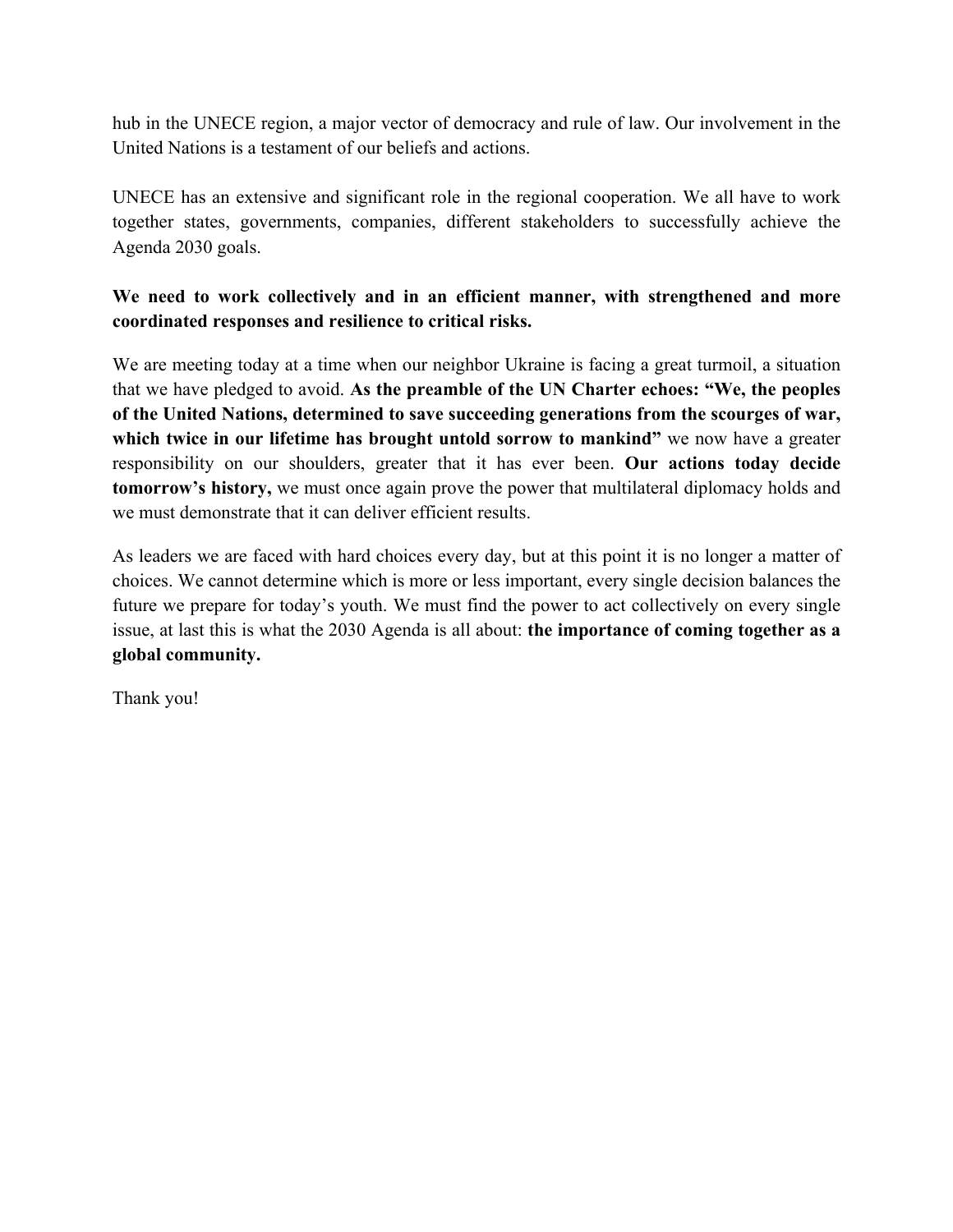hub in the UNECE region, a major vector of democracy and rule of law. Our involvement in the United Nations is a testament of our beliefs and actions.

UNECE has an extensive and significant role in the regional cooperation. We all have to work together states, governments, companies, different stakeholders to successfully achieve the Agenda 2030 goals.

**We need to work collectively and in an efficient manner, with strengthened and more coordinated responses and resilience to critical risks.**

We are meeting today at a time when our neighbor Ukraine is facing a great turmoil, a situation that we have pledged to avoid. **As the preamble of the UN Charter echoes: "We, the peoples of the United Nations, determined to save succeeding generations from the scourges of war, which twice in our lifetime has brought untold sorrow to mankind"** we now have a greater responsibility on our shoulders, greater that it has ever been. **Our actions today decide tomorrow's history,** we must once again prove the power that multilateral diplomacy holds and we must demonstrate that it can deliver efficient results.

As leaders we are faced with hard choices every day, but at this point it is no longer a matter of choices. We cannot determine which is more or less important, every single decision balances the future we prepare for today's youth. We must find the power to act collectively on every single issue, at last this is what the 2030 Agenda is all about: **the importance of coming together as a global community.**

Thank you!